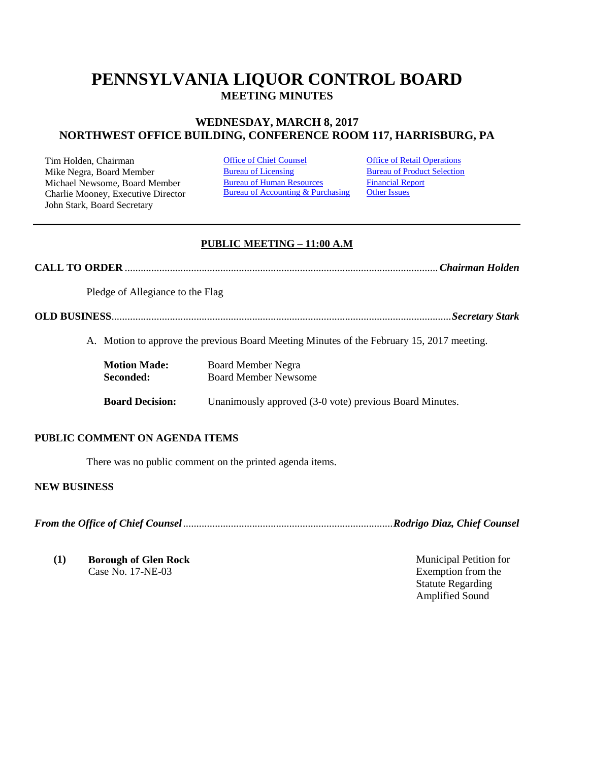# PENNSYLVANIA LIQUOR CONTROL BOARD

## MEETING MINUTES

### WEDNESDAY, MARCH 8, 2017
### NORTHWEST OFFICE BUILDING, CONFERENCE ROOM 117, HARRISBURG, PA

Tim Holden, Chairman
Mike Negra, Board Member
Michael Newsome, Board Member
Charlie Mooney, Executive Director
John Stark, Board Secretary

Office of Chief Counsel
Bureau of Licensing
Bureau of Human Resources
Bureau of Accounting & Purchasing

Office of Retail Operations
Bureau of Product Selection
Financial Report
Other Issues

---

**PUBLIC MEETING – 11:00 A.M**

**CALL TO ORDER** ........................................................................................................ ***Chairman Holden***

Pledge of Allegiance to the Flag

**OLD BUSINESS**.............................................................................................................. ***Secretary Stark***

A. Motion to approve the previous Board Meeting Minutes of the February 15, 2017 meeting.

**Motion Made:** Board Member Negra
**Seconded:** Board Member Newsome

**Board Decision:** Unanimously approved (3-0 vote) previous Board Minutes.

**PUBLIC COMMENT ON AGENDA ITEMS**

There was no public comment on the printed agenda items.

**NEW BUSINESS**

***From the Office of Chief Counsel***............................................................................... ***Rodrigo Diaz, Chief Counsel***

**(1)** **Borough of Glen Rock**
Case No. 17-NE-03

Municipal Petition for Exemption from the Statute Regarding Amplified Sound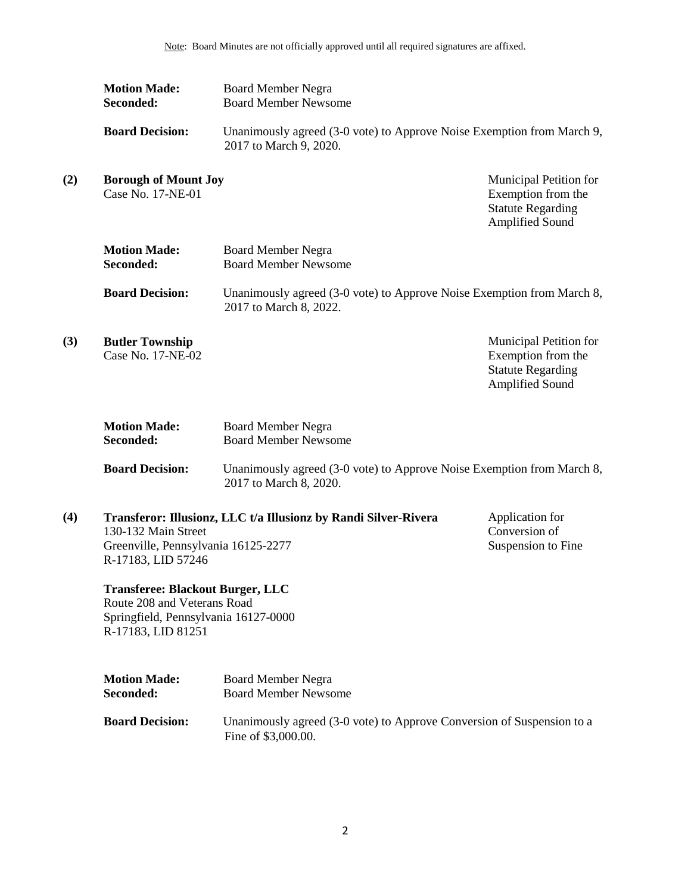Note: Board Minutes are not officially approved until all required signatures are affixed.

**Motion Made:** Board Member Negra
**Seconded:** Board Member Newsome

**Board Decision:** Unanimously agreed (3-0 vote) to Approve Noise Exemption from March 9, 2017 to March 9, 2020.

**(2) Borough of Mount Joy**
Case No. 17-NE-01

Municipal Petition for Exemption from the Statute Regarding Amplified Sound

**Motion Made:** Board Member Negra
**Seconded:** Board Member Newsome

**Board Decision:** Unanimously agreed (3-0 vote) to Approve Noise Exemption from March 8, 2017 to March 8, 2022.

**(3) Butler Township**
Case No. 17-NE-02

Municipal Petition for Exemption from the Statute Regarding Amplified Sound

**Motion Made:** Board Member Negra
**Seconded:** Board Member Newsome

**Board Decision:** Unanimously agreed (3-0 vote) to Approve Noise Exemption from March 8, 2017 to March 8, 2020.

**(4) Transferor: Illusionz, LLC t/a Illusionz by Randi Silver-Rivera**
130-132 Main Street
Greenville, Pennsylvania 16125-2277
R-17183, LID 57246

Application for Conversion of Suspension to Fine

**Transferee: Blackout Burger, LLC**
Route 208 and Veterans Road
Springfield, Pennsylvania 16127-0000
R-17183, LID 81251

**Motion Made:** Board Member Negra
**Seconded:** Board Member Newsome

**Board Decision:** Unanimously agreed (3-0 vote) to Approve Conversion of Suspension to a Fine of $3,000.00.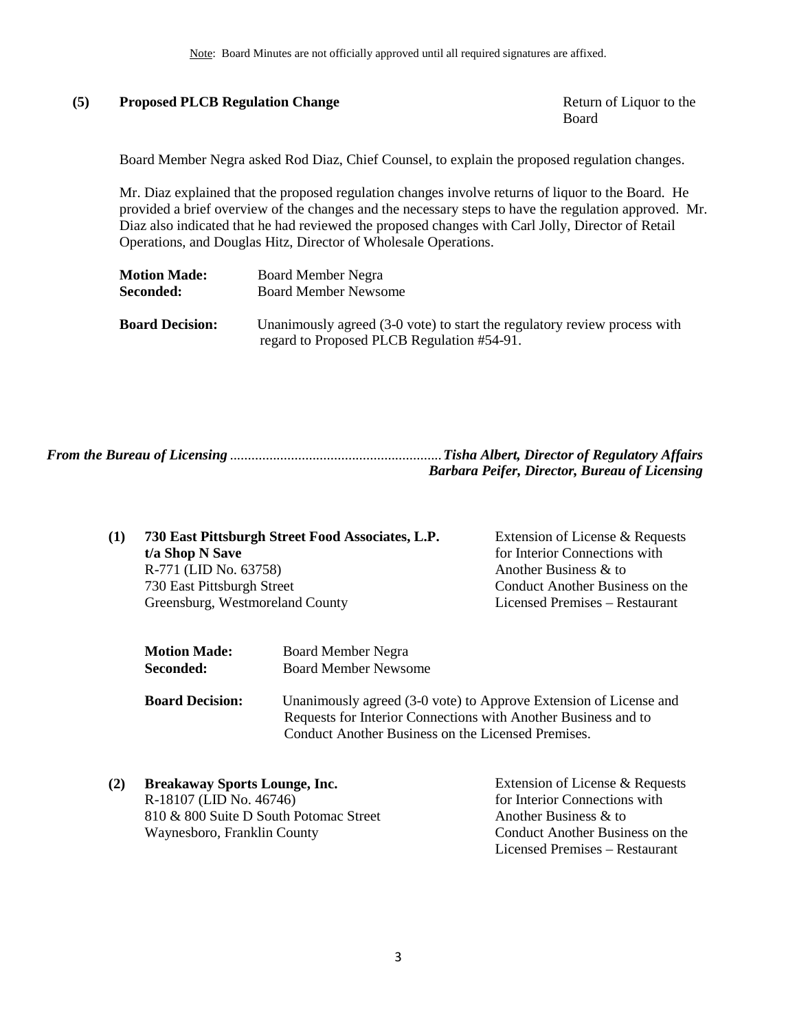Note: Board Minutes are not officially approved until all required signatures are affixed.

**(5) Proposed PLCB Regulation Change** — Return of Liquor to the Board

Board Member Negra asked Rod Diaz, Chief Counsel, to explain the proposed regulation changes.

Mr. Diaz explained that the proposed regulation changes involve returns of liquor to the Board. He provided a brief overview of the changes and the necessary steps to have the regulation approved. Mr. Diaz also indicated that he had reviewed the proposed changes with Carl Jolly, Director of Retail Operations, and Douglas Hitz, Director of Wholesale Operations.

**Motion Made:** Board Member Negra
**Seconded:** Board Member Newsome

**Board Decision:** Unanimously agreed (3-0 vote) to start the regulatory review process with regard to Proposed PLCB Regulation #54-91.

***From the Bureau of Licensing*** ........................................................ ***Tisha Albert, Director of Regulatory Affairs***
***Barbara Peifer, Director, Bureau of Licensing***

**(1) 730 East Pittsburgh Street Food Associates, L.P.**
**t/a Shop N Save**
R-771 (LID No. 63758)
730 East Pittsburgh Street
Greensburg, Westmoreland County

Extension of License & Requests for Interior Connections with Another Business & to Conduct Another Business on the Licensed Premises – Restaurant

**Motion Made:** Board Member Negra
**Seconded:** Board Member Newsome

**Board Decision:** Unanimously agreed (3-0 vote) to Approve Extension of License and Requests for Interior Connections with Another Business and to Conduct Another Business on the Licensed Premises.

**(2) Breakaway Sports Lounge, Inc.**
R-18107 (LID No. 46746)
810 & 800 Suite D South Potomac Street
Waynesboro, Franklin County

Extension of License & Requests for Interior Connections with Another Business & to Conduct Another Business on the Licensed Premises – Restaurant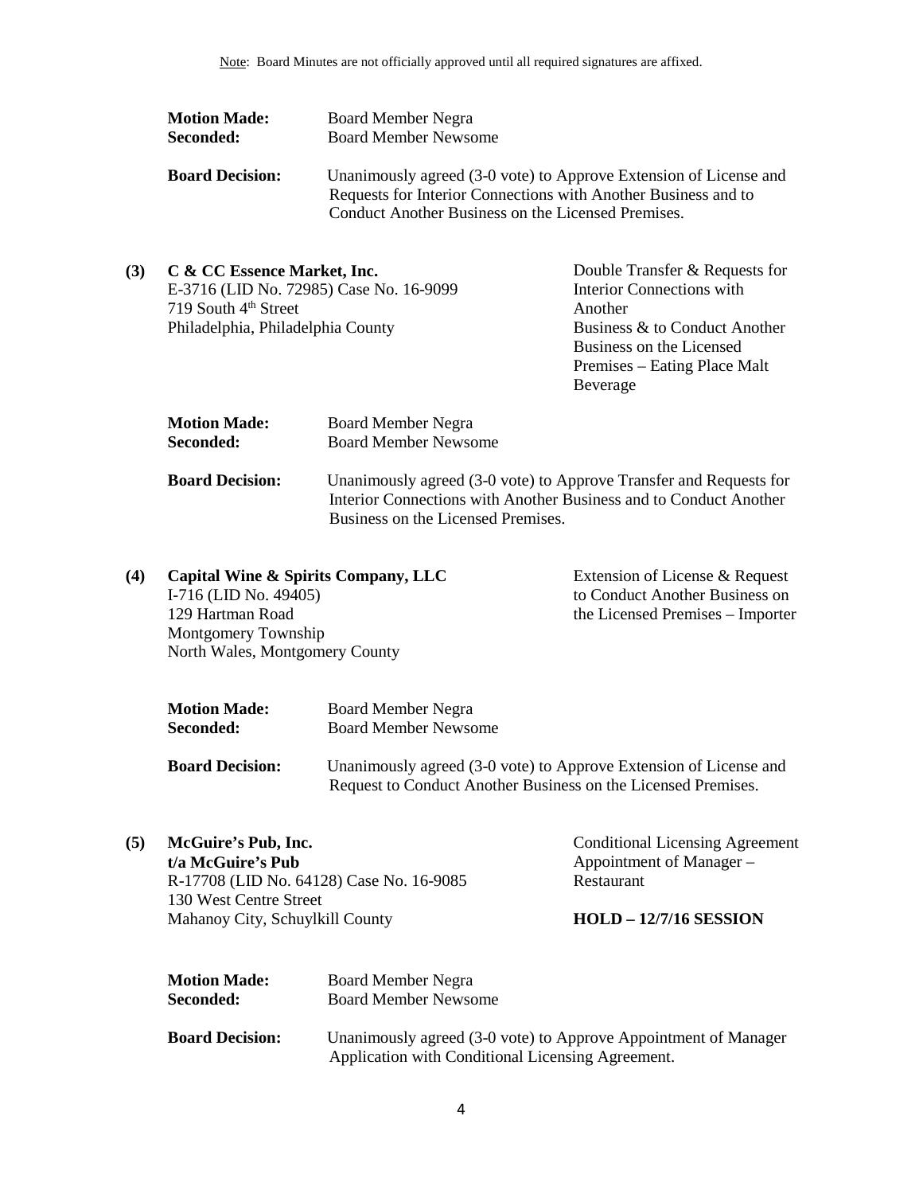Note: Board Minutes are not officially approved until all required signatures are affixed.

**Motion Made:** Board Member Negra
**Seconded:** Board Member Newsome

**Board Decision:** Unanimously agreed (3-0 vote) to Approve Extension of License and Requests for Interior Connections with Another Business and to Conduct Another Business on the Licensed Premises.

**(3) C & CC Essence Market, Inc.**
E-3716 (LID No. 72985) Case No. 16-9099
719 South 4th Street
Philadelphia, Philadelphia County

Double Transfer & Requests for Interior Connections with Another Business & to Conduct Another Business on the Licensed Premises – Eating Place Malt Beverage

**Motion Made:** Board Member Negra
**Seconded:** Board Member Newsome

**Board Decision:** Unanimously agreed (3-0 vote) to Approve Transfer and Requests for Interior Connections with Another Business and to Conduct Another Business on the Licensed Premises.

**(4) Capital Wine & Spirits Company, LLC**
I-716 (LID No. 49405)
129 Hartman Road
Montgomery Township
North Wales, Montgomery County

Extension of License & Request to Conduct Another Business on the Licensed Premises – Importer

**Motion Made:** Board Member Negra
**Seconded:** Board Member Newsome

**Board Decision:** Unanimously agreed (3-0 vote) to Approve Extension of License and Request to Conduct Another Business on the Licensed Premises.

**(5) McGuire's Pub, Inc.**
**t/a McGuire's Pub**
R-17708 (LID No. 64128) Case No. 16-9085
130 West Centre Street
Mahanoy City, Schuylkill County

Conditional Licensing Agreement Appointment of Manager – Restaurant

**HOLD – 12/7/16 SESSION**

**Motion Made:** Board Member Negra
**Seconded:** Board Member Newsome

**Board Decision:** Unanimously agreed (3-0 vote) to Approve Appointment of Manager Application with Conditional Licensing Agreement.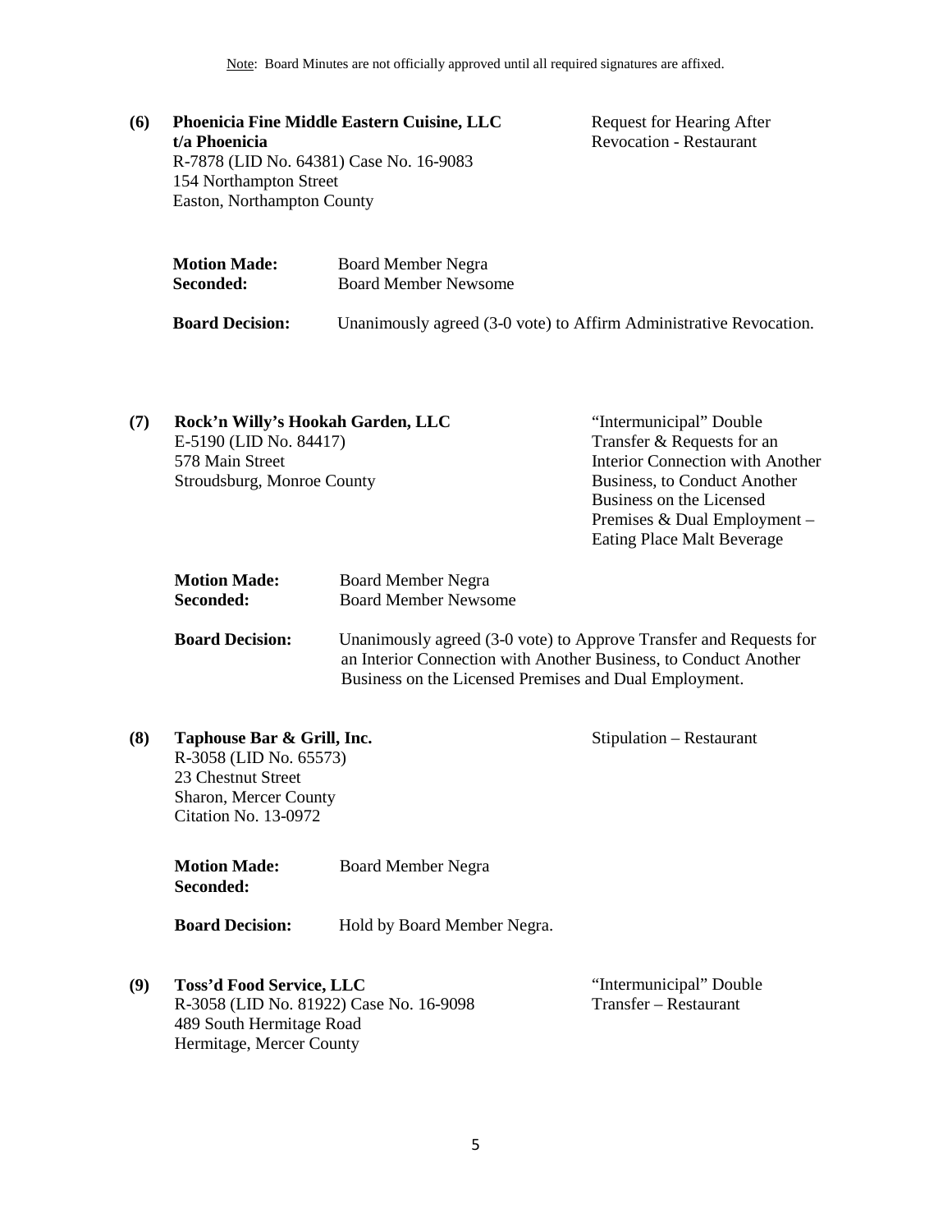Note: Board Minutes are not officially approved until all required signatures are affixed.

**(6) Phoenicia Fine Middle Eastern Cuisine, LLC t/a Phoenicia**
R-7878 (LID No. 64381) Case No. 16-9083
154 Northampton Street
Easton, Northampton County

Request for Hearing After Revocation - Restaurant

**Motion Made:** Board Member Negra
**Seconded:** Board Member Newsome

**Board Decision:** Unanimously agreed (3-0 vote) to Affirm Administrative Revocation.

**(7) Rock'n Willy's Hookah Garden, LLC**
E-5190 (LID No. 84417)
578 Main Street
Stroudsburg, Monroe County

"Intermunicipal" Double Transfer & Requests for an Interior Connection with Another Business, to Conduct Another Business on the Licensed Premises & Dual Employment – Eating Place Malt Beverage

**Motion Made:** Board Member Negra
**Seconded:** Board Member Newsome

**Board Decision:** Unanimously agreed (3-0 vote) to Approve Transfer and Requests for an Interior Connection with Another Business, to Conduct Another Business on the Licensed Premises and Dual Employment.

**(8) Taphouse Bar & Grill, Inc.**
R-3058 (LID No. 65573)
23 Chestnut Street
Sharon, Mercer County
Citation No. 13-0972

Stipulation – Restaurant

**Motion Made:** Board Member Negra
**Seconded:**

**Board Decision:** Hold by Board Member Negra.

**(9) Toss'd Food Service, LLC**
R-3058 (LID No. 81922) Case No. 16-9098
489 South Hermitage Road
Hermitage, Mercer County

"Intermunicipal" Double Transfer – Restaurant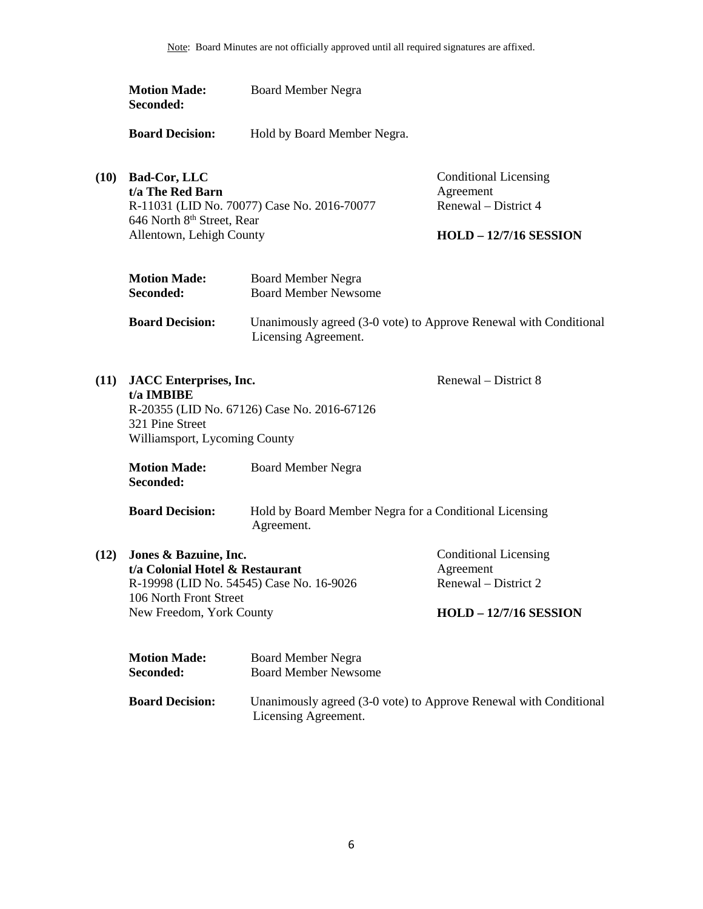Note: Board Minutes are not officially approved until all required signatures are affixed.

**Motion Made:** Board Member Negra
**Seconded:**

**Board Decision:** Hold by Board Member Negra.

**(10) Bad-Cor, LLC**
**t/a The Red Barn**
R-11031 (LID No. 70077) Case No. 2016-70077
646 North 8th Street, Rear
Allentown, Lehigh County

Conditional Licensing Agreement
Renewal – District 4

**HOLD – 12/7/16 SESSION**

**Motion Made:** Board Member Negra
**Seconded:** Board Member Newsome

**Board Decision:** Unanimously agreed (3-0 vote) to Approve Renewal with Conditional Licensing Agreement.

**(11) JACC Enterprises, Inc.**
**t/a IMBIBE**
R-20355 (LID No. 67126) Case No. 2016-67126
321 Pine Street
Williamsport, Lycoming County

Renewal – District 8

**Motion Made:** Board Member Negra
**Seconded:**

**Board Decision:** Hold by Board Member Negra for a Conditional Licensing Agreement.

**(12) Jones & Bazuine, Inc.**
**t/a Colonial Hotel & Restaurant**
R-19998 (LID No. 54545) Case No. 16-9026
106 North Front Street
New Freedom, York County

Conditional Licensing Agreement
Renewal – District 2

**HOLD – 12/7/16 SESSION**

**Motion Made:** Board Member Negra
**Seconded:** Board Member Newsome

**Board Decision:** Unanimously agreed (3-0 vote) to Approve Renewal with Conditional Licensing Agreement.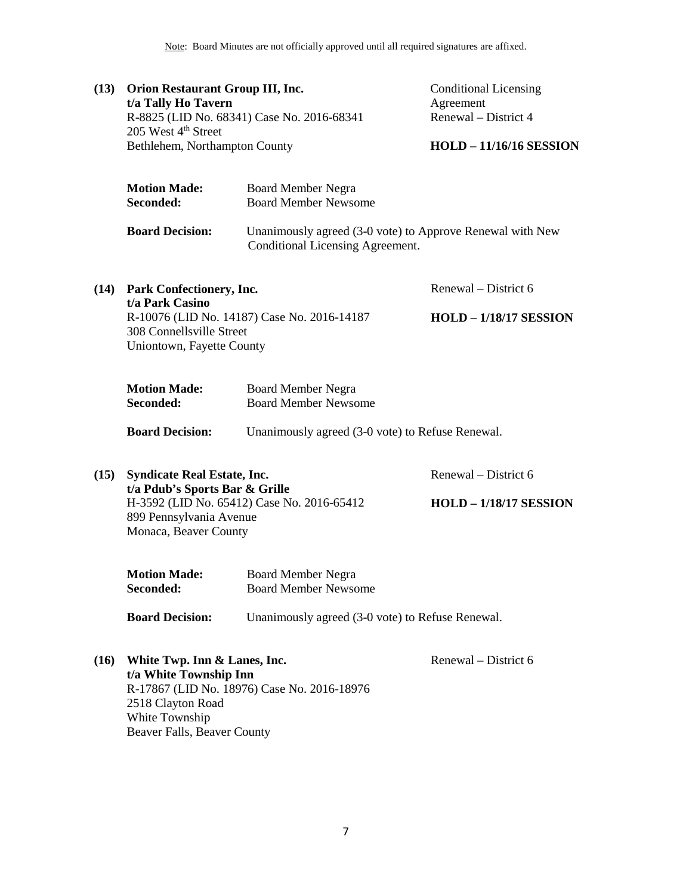Note: Board Minutes are not officially approved until all required signatures are affixed.

**(13) Orion Restaurant Group III, Inc.**
**t/a Tally Ho Tavern**
R-8825 (LID No. 68341) Case No. 2016-68341
205 West 4th Street
Bethlehem, Northampton County

Conditional Licensing Agreement
Renewal – District 4

**HOLD – 11/16/16 SESSION**

**Motion Made:** Board Member Negra
**Seconded:** Board Member Newsome

**Board Decision:** Unanimously agreed (3-0 vote) to Approve Renewal with New Conditional Licensing Agreement.

**(14) Park Confectionery, Inc.**
**t/a Park Casino**
R-10076 (LID No. 14187) Case No. 2016-14187
308 Connellsville Street
Uniontown, Fayette County

Renewal – District 6

**HOLD – 1/18/17 SESSION**

**Motion Made:** Board Member Negra
**Seconded:** Board Member Newsome

**Board Decision:** Unanimously agreed (3-0 vote) to Refuse Renewal.

**(15) Syndicate Real Estate, Inc.**
**t/a Pdub's Sports Bar & Grille**
H-3592 (LID No. 65412) Case No. 2016-65412
899 Pennsylvania Avenue
Monaca, Beaver County

Renewal – District 6

**HOLD – 1/18/17 SESSION**

**Motion Made:** Board Member Negra
**Seconded:** Board Member Newsome

**Board Decision:** Unanimously agreed (3-0 vote) to Refuse Renewal.

**(16) White Twp. Inn & Lanes, Inc.**
**t/a White Township Inn**
R-17867 (LID No. 18976) Case No. 2016-18976
2518 Clayton Road
White Township
Beaver Falls, Beaver County

Renewal – District 6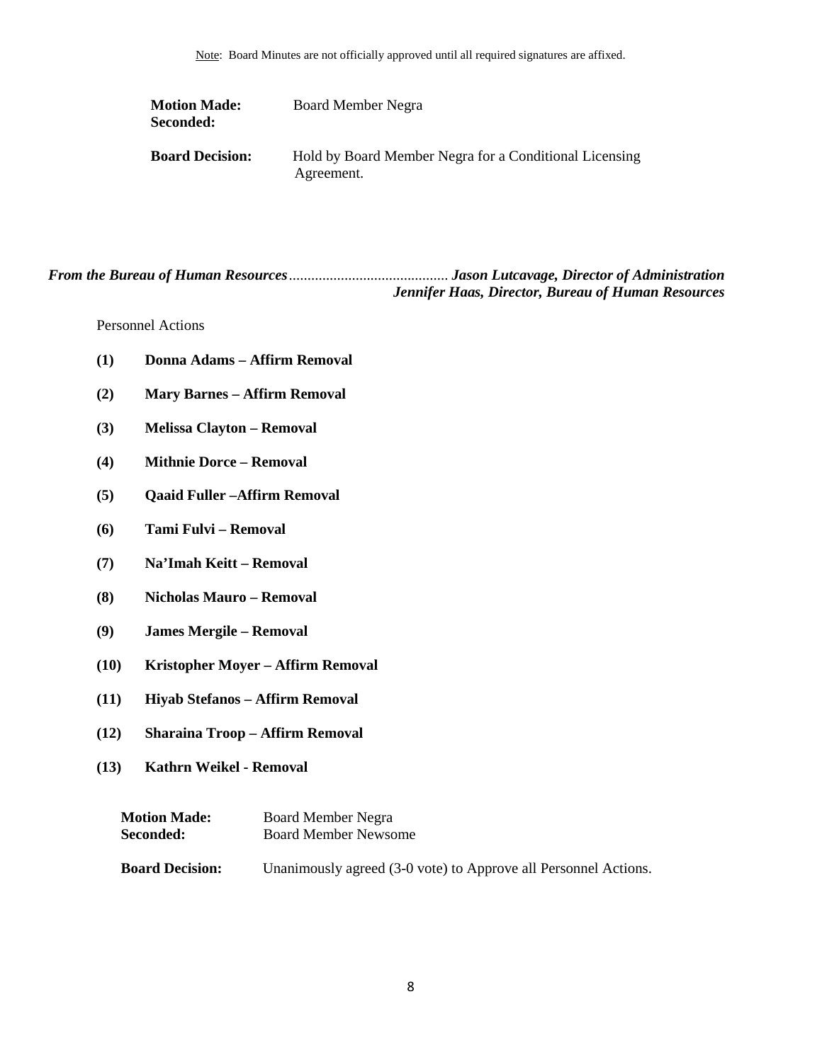**Motion Made:** Board Member Negra
**Seconded:**

**Board Decision:** Hold by Board Member Negra for a Conditional Licensing Agreement.

***From the Bureau of Human Resources*** *..........................................* ***Jason Lutcavage, Director of Administration***
***Jennifer Haas, Director, Bureau of Human Resources***

Personnel Actions

**(1) Donna Adams – Affirm Removal**

**(2) Mary Barnes – Affirm Removal**

**(3) Melissa Clayton – Removal**

**(4) Mithnie Dorce – Removal**

**(5) Qaaid Fuller –Affirm Removal**

**(6) Tami Fulvi – Removal**

**(7) Na'Imah Keitt – Removal**

**(8) Nicholas Mauro – Removal**

**(9) James Mergile – Removal**

**(10) Kristopher Moyer – Affirm Removal**

**(11) Hiyab Stefanos – Affirm Removal**

**(12) Sharaina Troop – Affirm Removal**

**(13) Kathrn Weikel - Removal**

**Motion Made:** Board Member Negra
**Seconded:** Board Member Newsome

**Board Decision:** Unanimously agreed (3-0 vote) to Approve all Personnel Actions.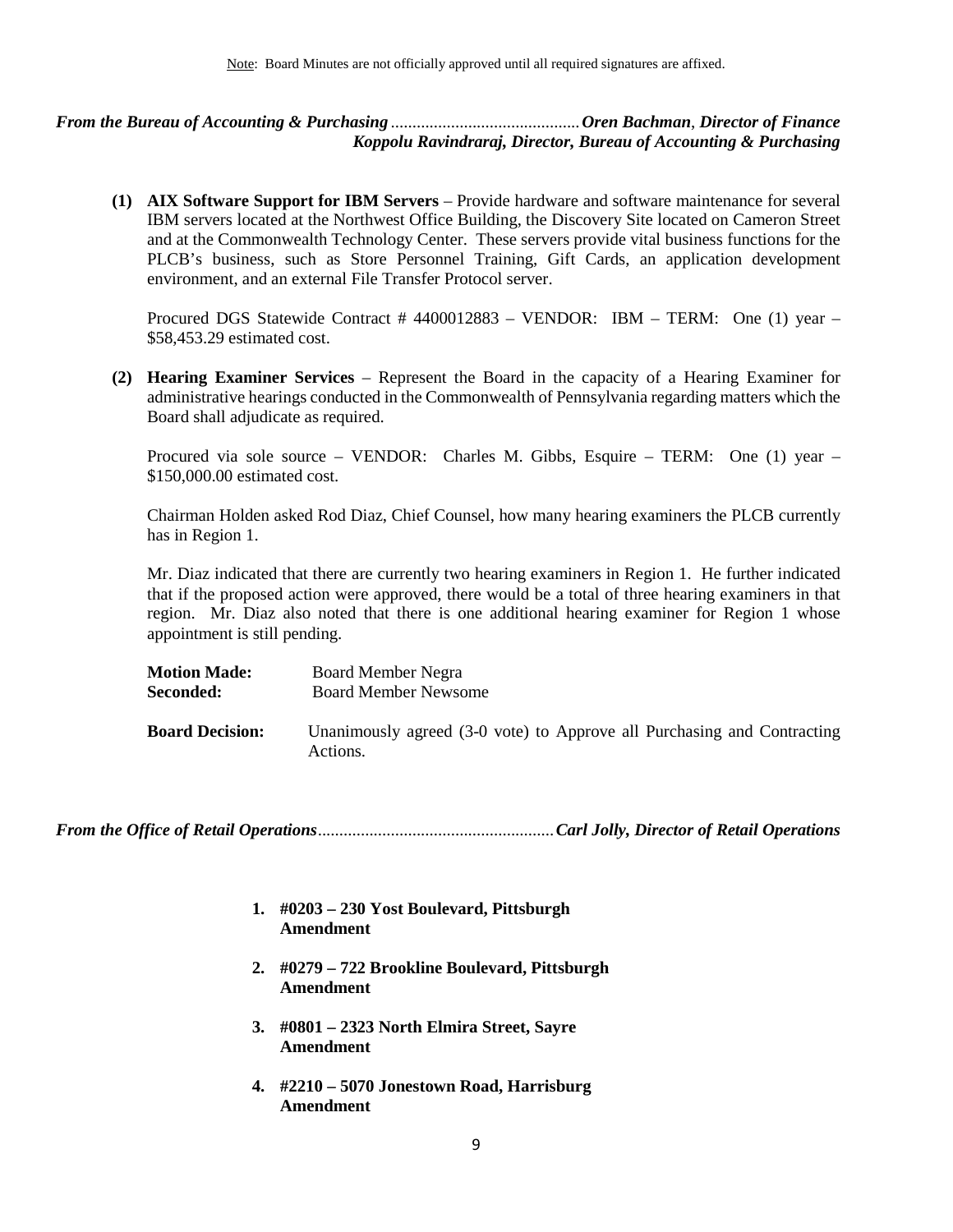Note: Board Minutes are not officially approved until all required signatures are affixed.

***From the Bureau of Accounting & Purchasing*** ............................................ ***Oren Bachman, Director of Finance***
***Koppolu Ravindraraj, Director, Bureau of Accounting & Purchasing***

**(1) AIX Software Support for IBM Servers** – Provide hardware and software maintenance for several IBM servers located at the Northwest Office Building, the Discovery Site located on Cameron Street and at the Commonwealth Technology Center. These servers provide vital business functions for the PLCB's business, such as Store Personnel Training, Gift Cards, an application development environment, and an external File Transfer Protocol server.

Procured DGS Statewide Contract # 4400012883 – VENDOR: IBM – TERM: One (1) year – $58,453.29 estimated cost.

**(2) Hearing Examiner Services** – Represent the Board in the capacity of a Hearing Examiner for administrative hearings conducted in the Commonwealth of Pennsylvania regarding matters which the Board shall adjudicate as required.

Procured via sole source – VENDOR: Charles M. Gibbs, Esquire – TERM: One (1) year – $150,000.00 estimated cost.

Chairman Holden asked Rod Diaz, Chief Counsel, how many hearing examiners the PLCB currently has in Region 1.

Mr. Diaz indicated that there are currently two hearing examiners in Region 1. He further indicated that if the proposed action were approved, there would be a total of three hearing examiners in that region. Mr. Diaz also noted that there is one additional hearing examiner for Region 1 whose appointment is still pending.

**Motion Made:** Board Member Negra
**Seconded:** Board Member Newsome

**Board Decision:** Unanimously agreed (3-0 vote) to Approve all Purchasing and Contracting Actions.

***From the Office of Retail Operations*** ...................................................... ***Carl Jolly, Director of Retail Operations***

1. **#0203 – 230 Yost Boulevard, Pittsburgh**
   **Amendment**

2. **#0279 – 722 Brookline Boulevard, Pittsburgh**
   **Amendment**

3. **#0801 – 2323 North Elmira Street, Sayre**
   **Amendment**

4. **#2210 – 5070 Jonestown Road, Harrisburg**
   **Amendment**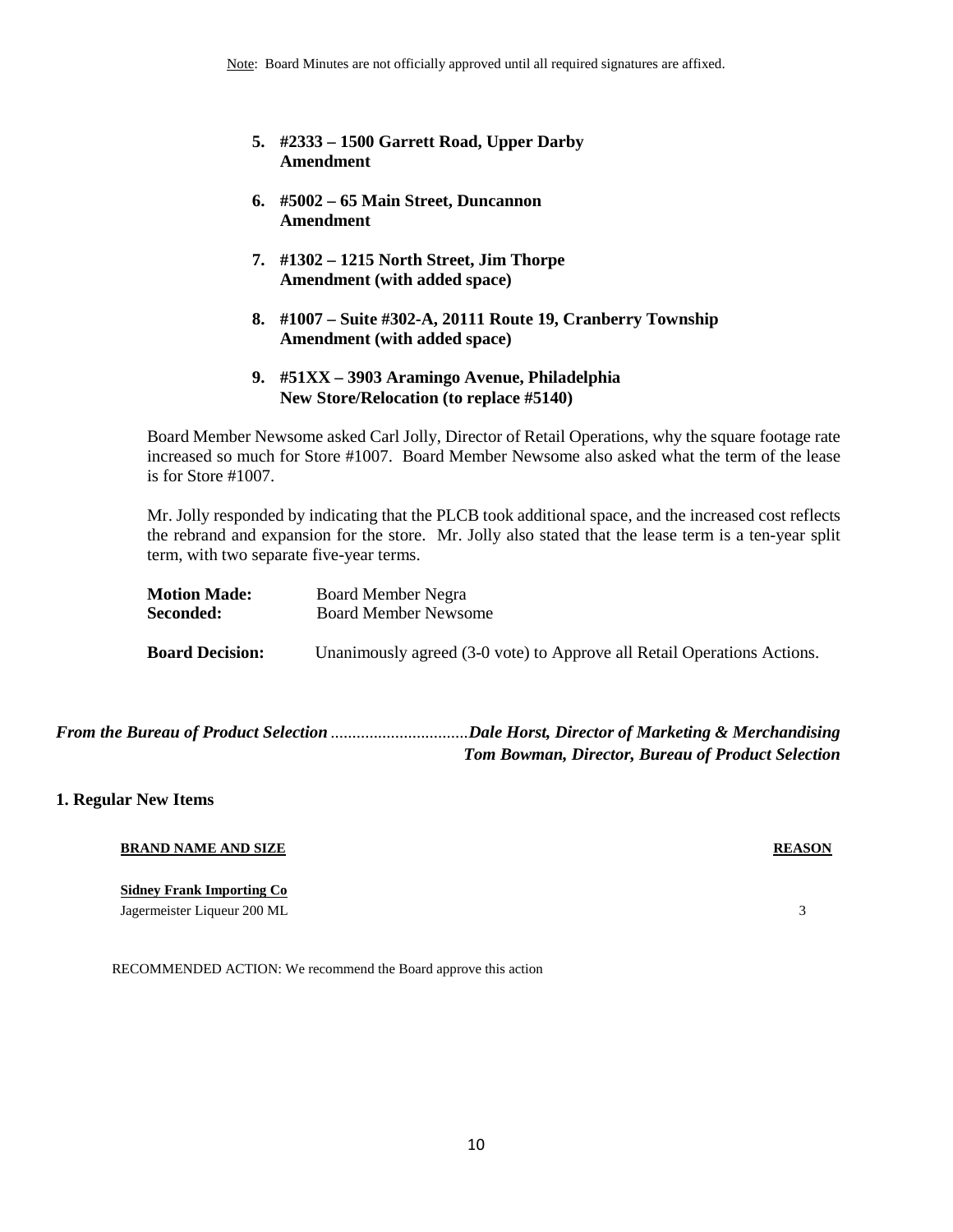Note: Board Minutes are not officially approved until all required signatures are affixed.

5. **#2333 – 1500 Garrett Road, Upper Darby**
   **Amendment**

6. **#5002 – 65 Main Street, Duncannon**
   **Amendment**

7. **#1302 – 1215 North Street, Jim Thorpe**
   **Amendment (with added space)**

8. **#1007 – Suite #302-A, 20111 Route 19, Cranberry Township**
   **Amendment (with added space)**

9. **#51XX – 3903 Aramingo Avenue, Philadelphia**
   **New Store/Relocation (to replace #5140)**

Board Member Newsome asked Carl Jolly, Director of Retail Operations, why the square footage rate increased so much for Store #1007. Board Member Newsome also asked what the term of the lease is for Store #1007.

Mr. Jolly responded by indicating that the PLCB took additional space, and the increased cost reflects the rebrand and expansion for the store. Mr. Jolly also stated that the lease term is a ten-year split term, with two separate five-year terms.

**Motion Made:** Board Member Negra
**Seconded:** Board Member Newsome

**Board Decision:** Unanimously agreed (3-0 vote) to Approve all Retail Operations Actions.

***From the Bureau of Product Selection*** ................................***Dale Horst, Director of Marketing & Merchandising***
***Tom Bowman, Director, Bureau of Product Selection***

**1. Regular New Items**

| BRAND NAME AND SIZE | REASON |
|---|---|
| **Sidney Frank Importing Co** | |
| Jagermeister Liqueur 200 ML | 3 |

RECOMMENDED ACTION: We recommend the Board approve this action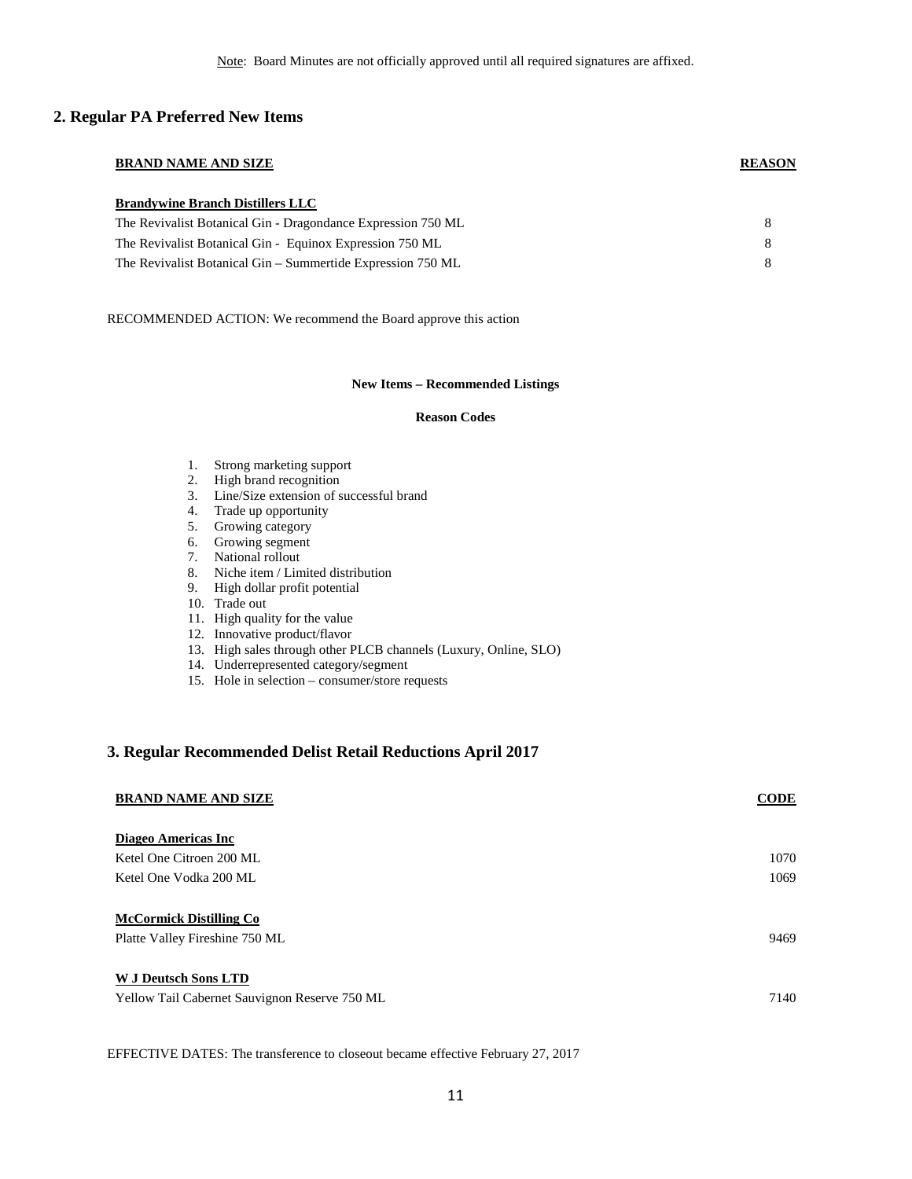Note: Board Minutes are not officially approved until all required signatures are affixed.

## 2. Regular PA Preferred New Items

| BRAND NAME AND SIZE | REASON |
|---|---|
| **Brandywine Branch Distillers LLC** | |
| The Revivalist Botanical Gin - Dragondance Expression 750 ML | 8 |
| The Revivalist Botanical Gin - Equinox Expression 750 ML | 8 |
| The Revivalist Botanical Gin – Summertide Expression 750 ML | 8 |

RECOMMENDED ACTION: We recommend the Board approve this action

**New Items – Recommended Listings**

**Reason Codes**

1. Strong marketing support
2. High brand recognition
3. Line/Size extension of successful brand
4. Trade up opportunity
5. Growing category
6. Growing segment
7. National rollout
8. Niche item / Limited distribution
9. High dollar profit potential
10. Trade out
11. High quality for the value
12. Innovative product/flavor
13. High sales through other PLCB channels (Luxury, Online, SLO)
14. Underrepresented category/segment
15. Hole in selection – consumer/store requests

## 3. Regular Recommended Delist Retail Reductions April 2017

| BRAND NAME AND SIZE | CODE |
|---|---|
| **Diageo Americas Inc** | |
| Ketel One Citroen 200 ML | 1070 |
| Ketel One Vodka 200 ML | 1069 |
| **McCormick Distilling Co** | |
| Platte Valley Fireshine 750 ML | 9469 |
| **W J Deutsch Sons LTD** | |
| Yellow Tail Cabernet Sauvignon Reserve 750 ML | 7140 |

EFFECTIVE DATES: The transference to closeout became effective February 27, 2017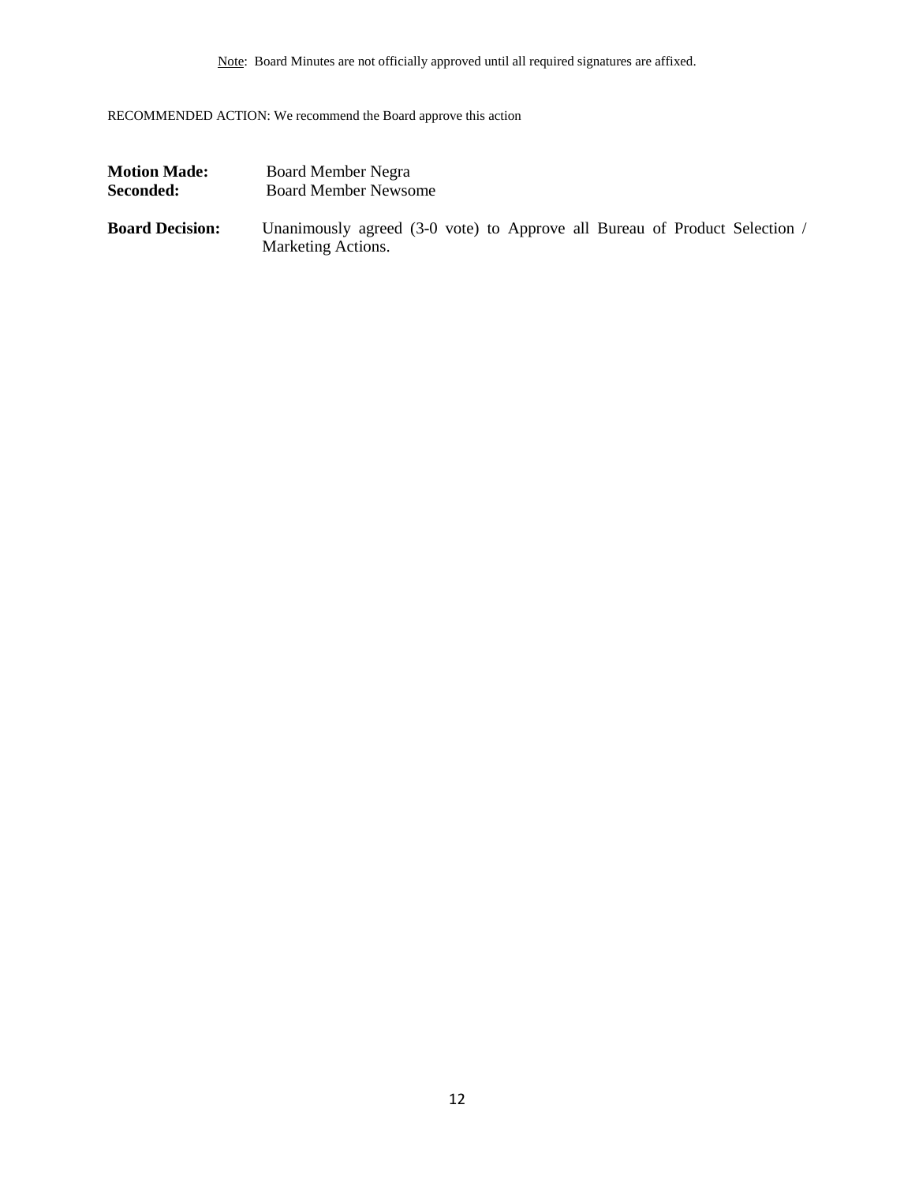Note: Board Minutes are not officially approved until all required signatures are affixed.

RECOMMENDED ACTION: We recommend the Board approve this action

**Motion Made:** Board Member Negra
**Seconded:** Board Member Newsome

**Board Decision:** Unanimously agreed (3-0 vote) to Approve all Bureau of Product Selection / Marketing Actions.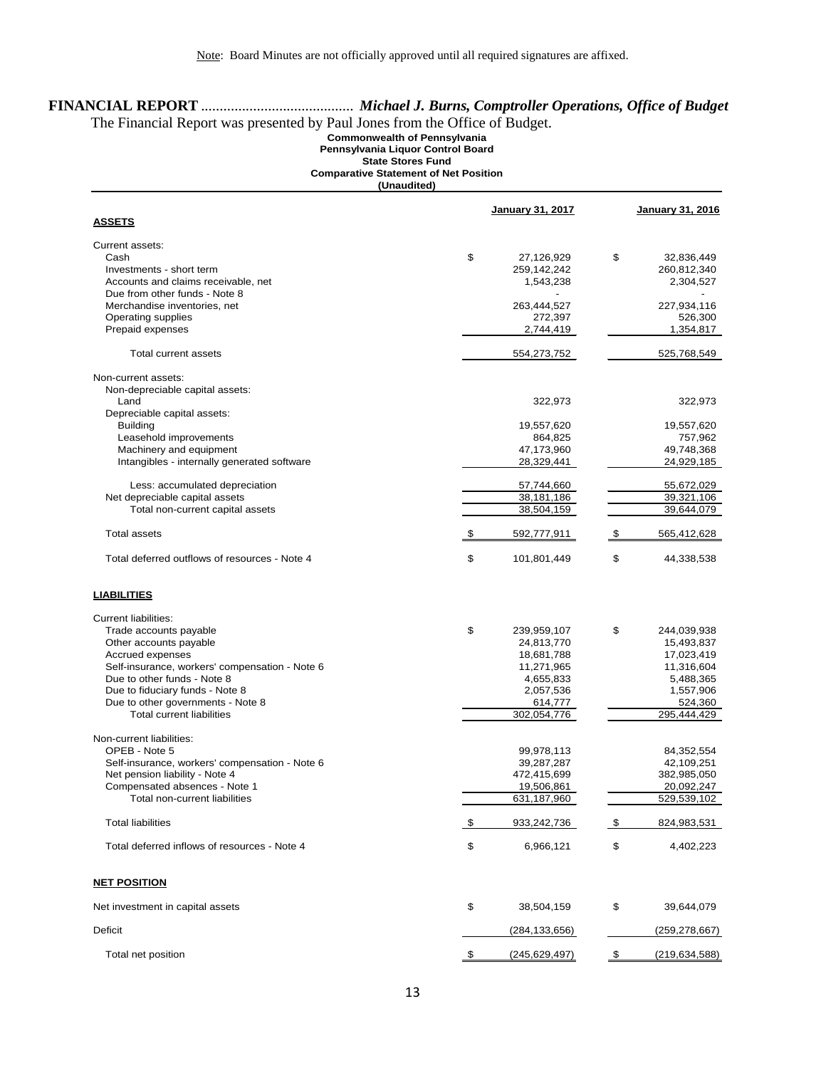Note: Board Minutes are not officially approved until all required signatures are affixed.

**FINANCIAL REPORT** ......................................... *Michael J. Burns, Comptroller Operations, Office of Budget*

The Financial Report was presented by Paul Jones from the Office of Budget.

**Commonwealth of Pennsylvania**
**Pennsylvania Liquor Control Board**
**State Stores Fund**
**Comparative Statement of Net Position**
**(Unaudited)**

| | January 31, 2017 | January 31, 2016 |
|---|---|---|
| **ASSETS** | | |
| Current assets: | | |
| Cash | $ 27,126,929 | $ 32,836,449 |
| Investments - short term | 259,142,242 | 260,812,340 |
| Accounts and claims receivable, net | 1,543,238 | 2,304,527 |
| Due from other funds - Note 8 | - | - |
| Merchandise inventories, net | 263,444,527 | 227,934,116 |
| Operating supplies | 272,397 | 526,300 |
| Prepaid expenses | 2,744,419 | 1,354,817 |
| Total current assets | 554,273,752 | 525,768,549 |
| Non-current assets: | | |
| Non-depreciable capital assets: | | |
| Land | 322,973 | 322,973 |
| Depreciable capital assets: | | |
| Building | 19,557,620 | 19,557,620 |
| Leasehold improvements | 864,825 | 757,962 |
| Machinery and equipment | 47,173,960 | 49,748,368 |
| Intangibles - internally generated software | 28,329,441 | 24,929,185 |
| Less: accumulated depreciation | 57,744,660 | 55,672,029 |
| Net depreciable capital assets | 38,181,186 | 39,321,106 |
| Total non-current capital assets | 38,504,159 | 39,644,079 |
| Total assets | $ 592,777,911 | $ 565,412,628 |
| Total deferred outflows of resources - Note 4 | $ 101,801,449 | $ 44,338,538 |
| **LIABILITIES** | | |
| Current liabilities: | | |
| Trade accounts payable | $ 239,959,107 | $ 244,039,938 |
| Other accounts payable | 24,813,770 | 15,493,837 |
| Accrued expenses | 18,681,788 | 17,023,419 |
| Self-insurance, workers' compensation - Note 6 | 11,271,965 | 11,316,604 |
| Due to other funds - Note 8 | 4,655,833 | 5,488,365 |
| Due to fiduciary funds - Note 8 | 2,057,536 | 1,557,906 |
| Due to other governments - Note 8 | 614,777 | 524,360 |
| Total current liabilities | 302,054,776 | 295,444,429 |
| Non-current liabilities: | | |
| OPEB - Note 5 | 99,978,113 | 84,352,554 |
| Self-insurance, workers' compensation - Note 6 | 39,287,287 | 42,109,251 |
| Net pension liability - Note 4 | 472,415,699 | 382,985,050 |
| Compensated absences - Note 1 | 19,506,861 | 20,092,247 |
| Total non-current liabilities | 631,187,960 | 529,539,102 |
| Total liabilities | $ 933,242,736 | $ 824,983,531 |
| Total deferred inflows of resources - Note 4 | $ 6,966,121 | $ 4,402,223 |
| **NET POSITION** | | |
| Net investment in capital assets | $ 38,504,159 | $ 39,644,079 |
| Deficit | (284,133,656) | (259,278,667) |
| Total net position | $ (245,629,497) | $ (219,634,588) |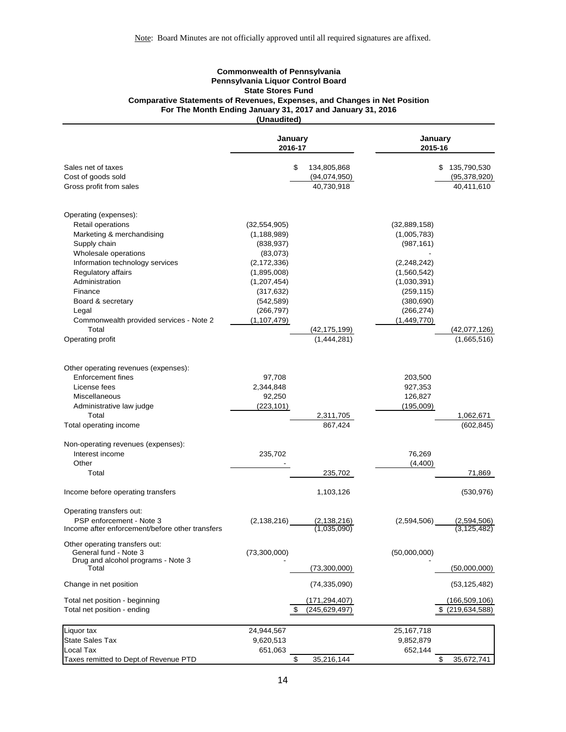Note: Board Minutes are not officially approved until all required signatures are affixed.

**Commonwealth of Pennsylvania**
**Pennsylvania Liquor Control Board**
**State Stores Fund**
**Comparative Statements of Revenues, Expenses, and Changes in Net Position**
**For The Month Ending January 31, 2017 and January 31, 2016**
**(Unaudited)**

| | January 2016-17 | | January 2015-16 | |
|---|---|---|---|---|
| Sales net of taxes | | $ 134,805,868 | | $ 135,790,530 |
| Cost of goods sold | | (94,074,950) | | (95,378,920) |
| Gross profit from sales | | 40,730,918 | | 40,411,610 |
| | | | | |
| Operating (expenses): | | | | |
| Retail operations | (32,554,905) | | (32,889,158) | |
| Marketing & merchandising | (1,188,989) | | (1,005,783) | |
| Supply chain | (838,937) | | (987,161) | |
| Wholesale operations | (83,073) | | - | |
| Information technology services | (2,172,336) | | (2,248,242) | |
| Regulatory affairs | (1,895,008) | | (1,560,542) | |
| Administration | (1,207,454) | | (1,030,391) | |
| Finance | (317,632) | | (259,115) | |
| Board & secretary | (542,589) | | (380,690) | |
| Legal | (266,797) | | (266,274) | |
| Commonwealth provided services - Note 2 | (1,107,479) | | (1,449,770) | |
| Total | | (42,175,199) | | (42,077,126) |
| Operating profit | | (1,444,281) | | (1,665,516) |
| | | | | |
| Other operating revenues (expenses): | | | | |
| Enforcement fines | 97,708 | | 203,500 | |
| License fees | 2,344,848 | | 927,353 | |
| Miscellaneous | 92,250 | | 126,827 | |
| Administrative law judge | (223,101) | | (195,009) | |
| Total | | 2,311,705 | | 1,062,671 |
| Total operating income | | 867,424 | | (602,845) |
| | | | | |
| Non-operating revenues (expenses): | | | | |
| Interest income | 235,702 | | 76,269 | |
| Other | - | | (4,400) | |
| Total | | 235,702 | | 71,869 |
| | | | | |
| Income before operating transfers | | 1,103,126 | | (530,976) |
| | | | | |
| Operating transfers out: | | | | |
| PSP enforcement - Note 3 | (2,138,216) | (2,138,216) | (2,594,506) | (2,594,506) |
| Income after enforcement/before other transfers | | (1,035,090) | | (3,125,482) |
| | | | | |
| Other operating transfers out: | | | | |
| General fund - Note 3 | (73,300,000) | | (50,000,000) | |
| Drug and alcohol programs - Note 3 | - | | - | |
| Total | | (73,300,000) | | (50,000,000) |
| | | | | |
| Change in net position | | (74,335,090) | | (53,125,482) |
| | | | | |
| Total net position - beginning | | (171,294,407) | | (166,509,106) |
| Total net position - ending | | $ (245,629,497) | | $ (219,634,588) |

| | | | | |
|---|---|---|---|---|
| Liquor tax | 24,944,567 | | 25,167,718 | |
| State Sales Tax | 9,620,513 | | 9,852,879 | |
| Local Tax | 651,063 | | 652,144 | |
| Taxes remitted to Dept.of Revenue PTD | | $ 35,216,144 | | $ 35,672,741 |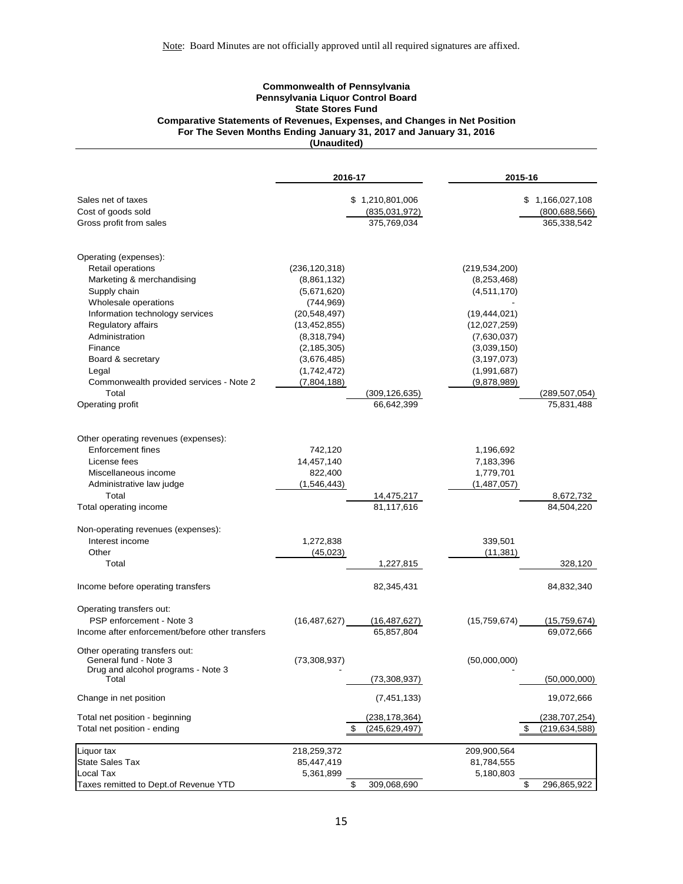Note: Board Minutes are not officially approved until all required signatures are affixed.

**Commonwealth of Pennsylvania**
**Pennsylvania Liquor Control Board**
**State Stores Fund**
**Comparative Statements of Revenues, Expenses, and Changes in Net Position**
**For The Seven Months Ending January 31, 2017 and January 31, 2016**
**(Unaudited)**

| | 2016-17 | | 2015-16 | |
|---|---|---|---|---|
| Sales net of taxes | | $ 1,210,801,006 | | $ 1,166,027,108 |
| Cost of goods sold | | (835,031,972) | | (800,688,566) |
| Gross profit from sales | | 375,769,034 | | 365,338,542 |
| | | | | |
| Operating (expenses): | | | | |
| Retail operations | (236,120,318) | | (219,534,200) | |
| Marketing & merchandising | (8,861,132) | | (8,253,468) | |
| Supply chain | (5,671,620) | | (4,511,170) | |
| Wholesale operations | (744,969) | | - | |
| Information technology services | (20,548,497) | | (19,444,021) | |
| Regulatory affairs | (13,452,855) | | (12,027,259) | |
| Administration | (8,318,794) | | (7,630,037) | |
| Finance | (2,185,305) | | (3,039,150) | |
| Board & secretary | (3,676,485) | | (3,197,073) | |
| Legal | (1,742,472) | | (1,991,687) | |
| Commonwealth provided services - Note 2 | (7,804,188) | | (9,878,989) | |
| Total | | (309,126,635) | | (289,507,054) |
| Operating profit | | 66,642,399 | | 75,831,488 |
| | | | | |
| Other operating revenues (expenses): | | | | |
| Enforcement fines | 742,120 | | 1,196,692 | |
| License fees | 14,457,140 | | 7,183,396 | |
| Miscellaneous income | 822,400 | | 1,779,701 | |
| Administrative law judge | (1,546,443) | | (1,487,057) | |
| Total | | 14,475,217 | | 8,672,732 |
| Total operating income | | 81,117,616 | | 84,504,220 |
| | | | | |
| Non-operating revenues (expenses): | | | | |
| Interest income | 1,272,838 | | 339,501 | |
| Other | (45,023) | | (11,381) | |
| Total | | 1,227,815 | | 328,120 |
| | | | | |
| Income before operating transfers | | 82,345,431 | | 84,832,340 |
| | | | | |
| Operating transfers out: | | | | |
| PSP enforcement - Note 3 | (16,487,627) | (16,487,627) | (15,759,674) | (15,759,674) |
| Income after enforcement/before other transfers | | 65,857,804 | | 69,072,666 |
| | | | | |
| Other operating transfers out: | | | | |
| General fund - Note 3 | (73,308,937) | | (50,000,000) | |
| Drug and alcohol programs - Note 3 | - | | - | |
| Total | | (73,308,937) | | (50,000,000) |
| | | | | |
| Change in net position | | (7,451,133) | | 19,072,666 |
| | | | | |
| Total net position - beginning | | (238,178,364) | | (238,707,254) |
| Total net position - ending | | $ (245,629,497) | | $ (219,634,588) |

| | | | | |
|---|---|---|---|---|
| Liquor tax | 218,259,372 | | 209,900,564 | |
| State Sales Tax | 85,447,419 | | 81,784,555 | |
| Local Tax | 5,361,899 | | 5,180,803 | |
| Taxes remitted to Dept.of Revenue YTD | | $ 309,068,690 | | $ 296,865,922 |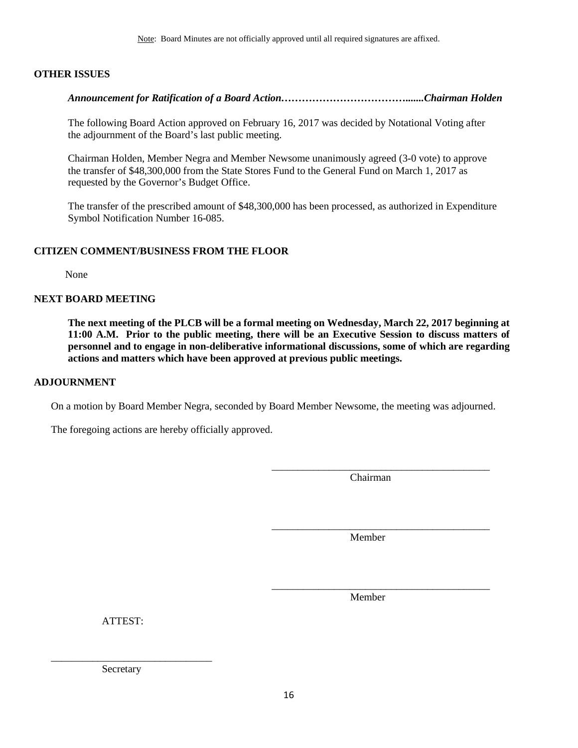Note: Board Minutes are not officially approved until all required signatures are affixed.

## OTHER ISSUES

***Announcement for Ratification of a Board Action……………………………….......Chairman Holden***

The following Board Action approved on February 16, 2017 was decided by Notational Voting after the adjournment of the Board's last public meeting.

Chairman Holden, Member Negra and Member Newsome unanimously agreed (3-0 vote) to approve the transfer of $48,300,000 from the State Stores Fund to the General Fund on March 1, 2017 as requested by the Governor's Budget Office.

The transfer of the prescribed amount of $48,300,000 has been processed, as authorized in Expenditure Symbol Notification Number 16-085.

## CITIZEN COMMENT/BUSINESS FROM THE FLOOR

None

## NEXT BOARD MEETING

**The next meeting of the PLCB will be a formal meeting on Wednesday, March 22, 2017 beginning at 11:00 A.M. Prior to the public meeting, there will be an Executive Session to discuss matters of personnel and to engage in non-deliberative informational discussions, some of which are regarding actions and matters which have been approved at previous public meetings.**

## ADJOURNMENT

On a motion by Board Member Negra, seconded by Board Member Newsome, the meeting was adjourned.

The foregoing actions are hereby officially approved.

\_\_\_\_\_\_\_\_\_\_\_\_\_\_\_\_\_\_\_\_\_\_\_\_\_\_\_\_\_\_\_\_\_\_\_\_\_\_\_\_\_\_\_
Chairman

\_\_\_\_\_\_\_\_\_\_\_\_\_\_\_\_\_\_\_\_\_\_\_\_\_\_\_\_\_\_\_\_\_\_\_\_\_\_\_\_\_\_\_
Member

\_\_\_\_\_\_\_\_\_\_\_\_\_\_\_\_\_\_\_\_\_\_\_\_\_\_\_\_\_\_\_\_\_\_\_\_\_\_\_\_\_\_\_
Member

ATTEST:

\_\_\_\_\_\_\_\_\_\_\_\_\_\_\_\_\_\_\_\_\_\_\_\_\_\_\_\_\_\_\_
Secretary